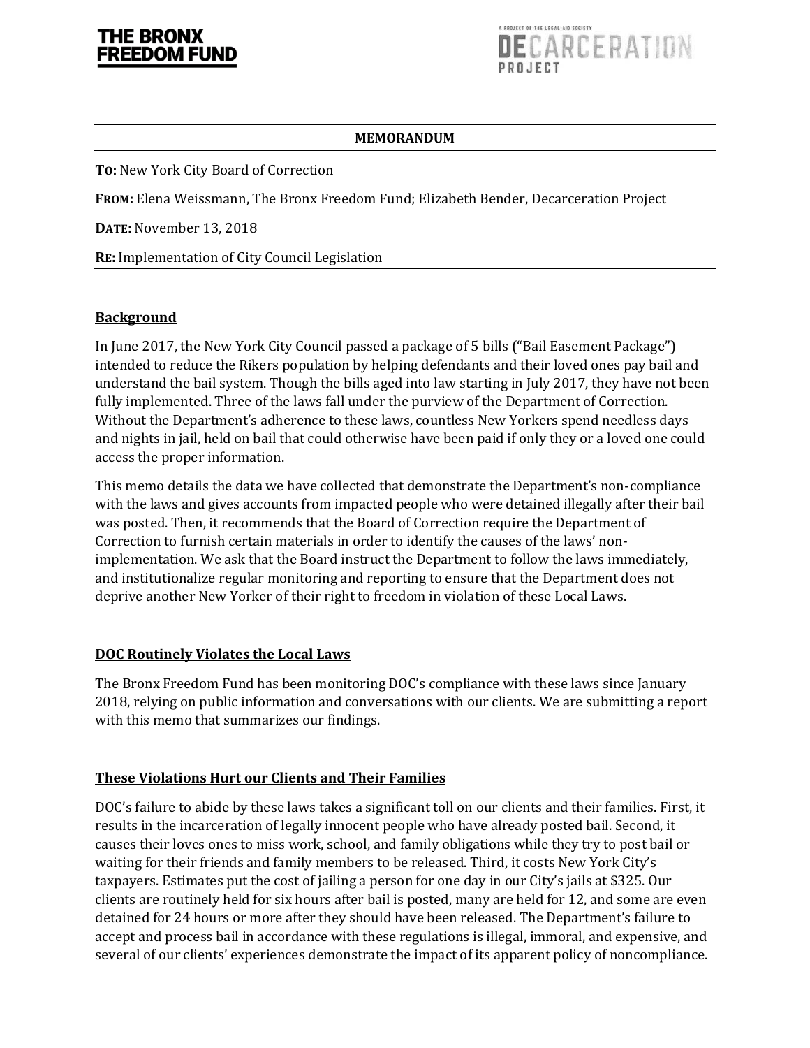THE BRONX FREEDOM FUND

A PROJECT OF THE LEGAL AID SOCIETY
DECARCERATION PROJECT

**MEMORANDUM**

**TO:** New York City Board of Correction

**FROM:** Elena Weissmann, The Bronx Freedom Fund; Elizabeth Bender, Decarceration Project

**DATE:** November 13, 2018

**RE:** Implementation of City Council Legislation

## Background

In June 2017, the New York City Council passed a package of 5 bills ("Bail Easement Package") intended to reduce the Rikers population by helping defendants and their loved ones pay bail and understand the bail system. Though the bills aged into law starting in July 2017, they have not been fully implemented. Three of the laws fall under the purview of the Department of Correction. Without the Department's adherence to these laws, countless New Yorkers spend needless days and nights in jail, held on bail that could otherwise have been paid if only they or a loved one could access the proper information.

This memo details the data we have collected that demonstrate the Department's non-compliance with the laws and gives accounts from impacted people who were detained illegally after their bail was posted. Then, it recommends that the Board of Correction require the Department of Correction to furnish certain materials in order to identify the causes of the laws' non-implementation. We ask that the Board instruct the Department to follow the laws immediately, and institutionalize regular monitoring and reporting to ensure that the Department does not deprive another New Yorker of their right to freedom in violation of these Local Laws.

## DOC Routinely Violates the Local Laws

The Bronx Freedom Fund has been monitoring DOC's compliance with these laws since January 2018, relying on public information and conversations with our clients. We are submitting a report with this memo that summarizes our findings.

## These Violations Hurt our Clients and Their Families

DOC's failure to abide by these laws takes a significant toll on our clients and their families. First, it results in the incarceration of legally innocent people who have already posted bail. Second, it causes their loves ones to miss work, school, and family obligations while they try to post bail or waiting for their friends and family members to be released. Third, it costs New York City's taxpayers. Estimates put the cost of jailing a person for one day in our City's jails at $325. Our clients are routinely held for six hours after bail is posted, many are held for 12, and some are even detained for 24 hours or more after they should have been released. The Department's failure to accept and process bail in accordance with these regulations is illegal, immoral, and expensive, and several of our clients' experiences demonstrate the impact of its apparent policy of noncompliance.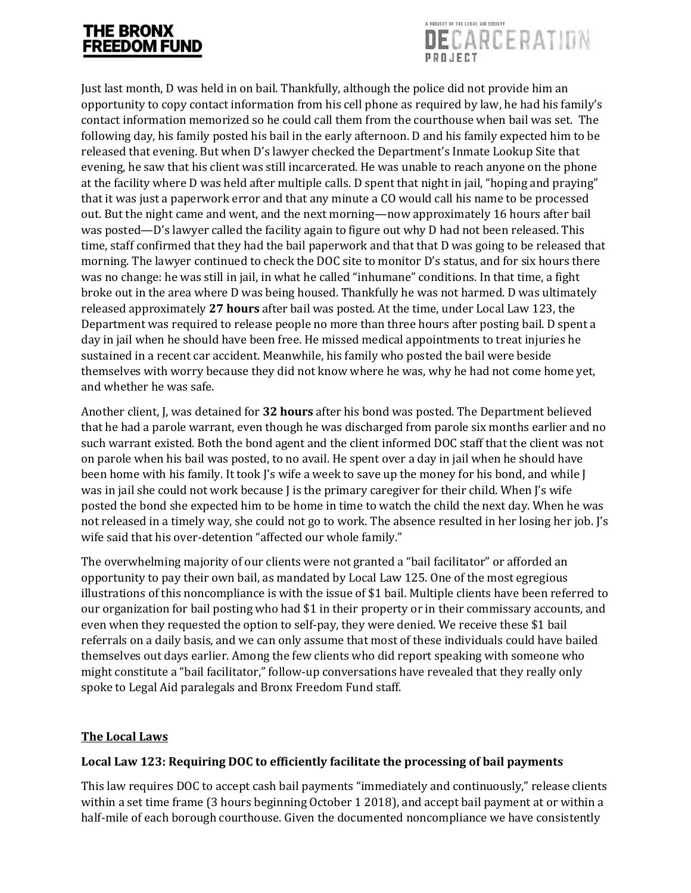Just last month, D was held in on bail. Thankfully, although the police did not provide him an opportunity to copy contact information from his cell phone as required by law, he had his family's contact information memorized so he could call them from the courthouse when bail was set. The following day, his family posted his bail in the early afternoon. D and his family expected him to be released that evening. But when D's lawyer checked the Department's Inmate Lookup Site that evening, he saw that his client was still incarcerated. He was unable to reach anyone on the phone at the facility where D was held after multiple calls. D spent that night in jail, "hoping and praying" that it was just a paperwork error and that any minute a CO would call his name to be processed out. But the night came and went, and the next morning—now approximately 16 hours after bail was posted—D's lawyer called the facility again to figure out why D had not been released. This time, staff confirmed that they had the bail paperwork and that that D was going to be released that morning. The lawyer continued to check the DOC site to monitor D's status, and for six hours there was no change: he was still in jail, in what he called "inhumane" conditions. In that time, a fight broke out in the area where D was being housed. Thankfully he was not harmed. D was ultimately released approximately **27 hours** after bail was posted. At the time, under Local Law 123, the Department was required to release people no more than three hours after posting bail. D spent a day in jail when he should have been free. He missed medical appointments to treat injuries he sustained in a recent car accident. Meanwhile, his family who posted the bail were beside themselves with worry because they did not know where he was, why he had not come home yet, and whether he was safe.

Another client, J, was detained for **32 hours** after his bond was posted. The Department believed that he had a parole warrant, even though he was discharged from parole six months earlier and no such warrant existed. Both the bond agent and the client informed DOC staff that the client was not on parole when his bail was posted, to no avail. He spent over a day in jail when he should have been home with his family. It took J's wife a week to save up the money for his bond, and while J was in jail she could not work because J is the primary caregiver for their child. When J's wife posted the bond she expected him to be home in time to watch the child the next day. When he was not released in a timely way, she could not go to work. The absence resulted in her losing her job. J's wife said that his over-detention "affected our whole family."

The overwhelming majority of our clients were not granted a "bail facilitator" or afforded an opportunity to pay their own bail, as mandated by Local Law 125. One of the most egregious illustrations of this noncompliance is with the issue of $1 bail. Multiple clients have been referred to our organization for bail posting who had $1 in their property or in their commissary accounts, and even when they requested the option to self-pay, they were denied. We receive these $1 bail referrals on a daily basis, and we can only assume that most of these individuals could have bailed themselves out days earlier. Among the few clients who did report speaking with someone who might constitute a "bail facilitator," follow-up conversations have revealed that they really only spoke to Legal Aid paralegals and Bronx Freedom Fund staff.

## The Local Laws

### Local Law 123: Requiring DOC to efficiently facilitate the processing of bail payments

This law requires DOC to accept cash bail payments "immediately and continuously," release clients within a set time frame (3 hours beginning October 1 2018), and accept bail payment at or within a half-mile of each borough courthouse. Given the documented noncompliance we have consistently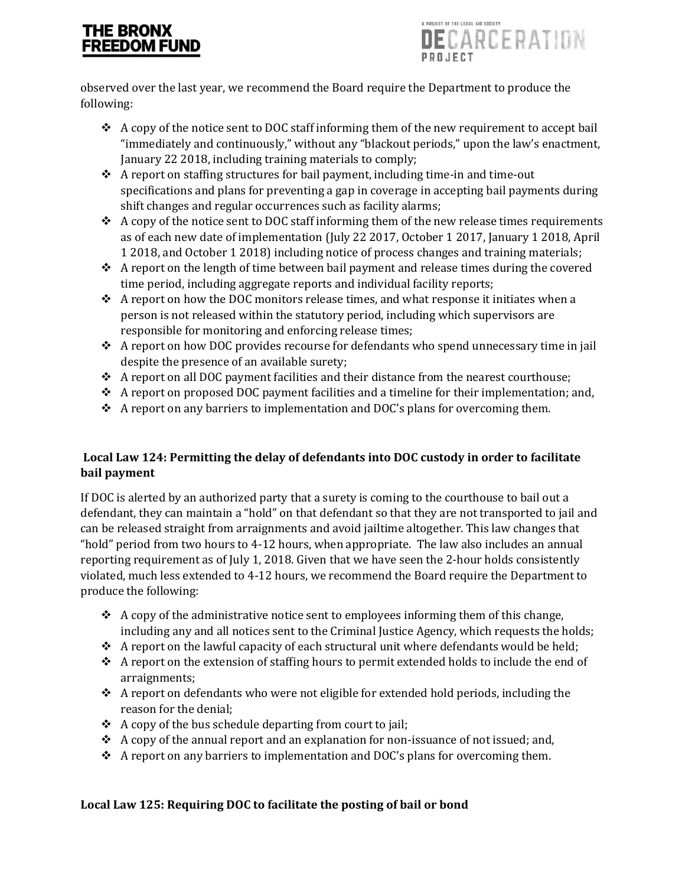observed over the last year, we recommend the Board require the Department to produce the following:

- A copy of the notice sent to DOC staff informing them of the new requirement to accept bail "immediately and continuously," without any "blackout periods," upon the law's enactment, January 22 2018, including training materials to comply;
- A report on staffing structures for bail payment, including time-in and time-out specifications and plans for preventing a gap in coverage in accepting bail payments during shift changes and regular occurrences such as facility alarms;
- A copy of the notice sent to DOC staff informing them of the new release times requirements as of each new date of implementation (July 22 2017, October 1 2017, January 1 2018, April 1 2018, and October 1 2018) including notice of process changes and training materials;
- A report on the length of time between bail payment and release times during the covered time period, including aggregate reports and individual facility reports;
- A report on how the DOC monitors release times, and what response it initiates when a person is not released within the statutory period, including which supervisors are responsible for monitoring and enforcing release times;
- A report on how DOC provides recourse for defendants who spend unnecessary time in jail despite the presence of an available surety;
- A report on all DOC payment facilities and their distance from the nearest courthouse;
- A report on proposed DOC payment facilities and a timeline for their implementation; and,
- A report on any barriers to implementation and DOC's plans for overcoming them.

### Local Law 124: Permitting the delay of defendants into DOC custody in order to facilitate bail payment

If DOC is alerted by an authorized party that a surety is coming to the courthouse to bail out a defendant, they can maintain a "hold" on that defendant so that they are not transported to jail and can be released straight from arraignments and avoid jailtime altogether. This law changes that "hold" period from two hours to 4-12 hours, when appropriate. The law also includes an annual reporting requirement as of July 1, 2018. Given that we have seen the 2-hour holds consistently violated, much less extended to 4-12 hours, we recommend the Board require the Department to produce the following:

- A copy of the administrative notice sent to employees informing them of this change, including any and all notices sent to the Criminal Justice Agency, which requests the holds;
- A report on the lawful capacity of each structural unit where defendants would be held;
- A report on the extension of staffing hours to permit extended holds to include the end of arraignments;
- A report on defendants who were not eligible for extended hold periods, including the reason for the denial;
- A copy of the bus schedule departing from court to jail;
- A copy of the annual report and an explanation for non-issuance of not issued; and,
- A report on any barriers to implementation and DOC's plans for overcoming them.

### Local Law 125: Requiring DOC to facilitate the posting of bail or bond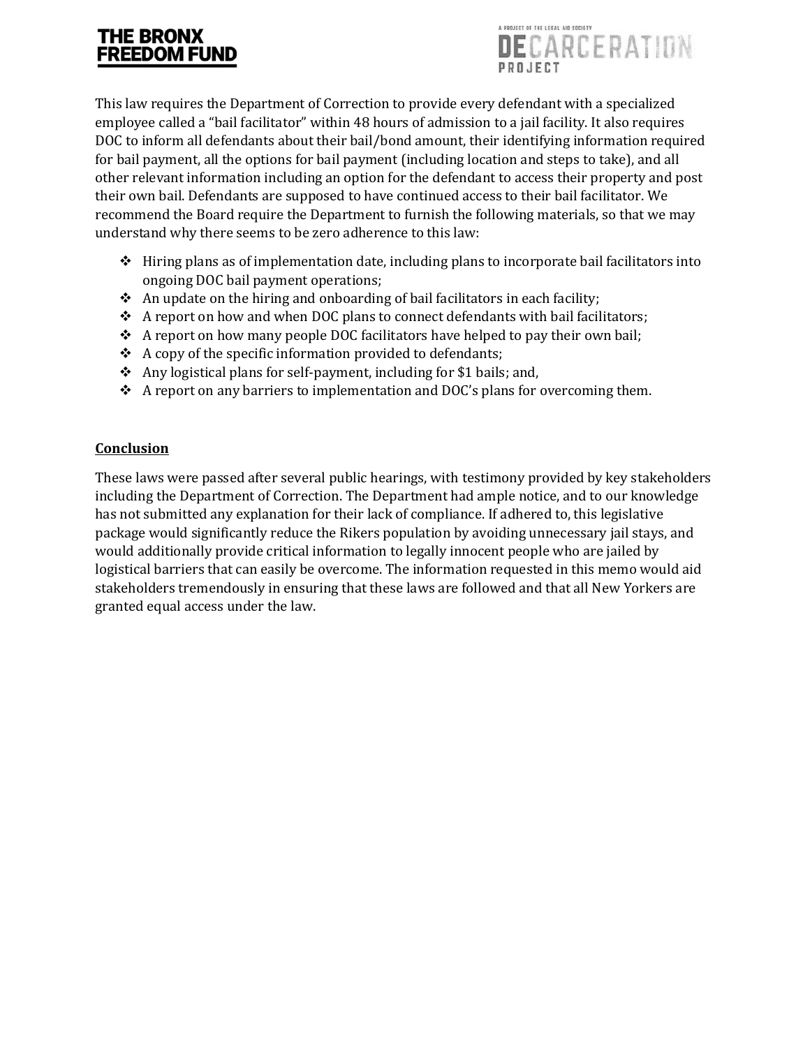This law requires the Department of Correction to provide every defendant with a specialized employee called a "bail facilitator" within 48 hours of admission to a jail facility. It also requires DOC to inform all defendants about their bail/bond amount, their identifying information required for bail payment, all the options for bail payment (including location and steps to take), and all other relevant information including an option for the defendant to access their property and post their own bail. Defendants are supposed to have continued access to their bail facilitator. We recommend the Board require the Department to furnish the following materials, so that we may understand why there seems to be zero adherence to this law:

- Hiring plans as of implementation date, including plans to incorporate bail facilitators into ongoing DOC bail payment operations;
- An update on the hiring and onboarding of bail facilitators in each facility;
- A report on how and when DOC plans to connect defendants with bail facilitators;
- A report on how many people DOC facilitators have helped to pay their own bail;
- A copy of the specific information provided to defendants;
- Any logistical plans for self-payment, including for $1 bails; and,
- A report on any barriers to implementation and DOC's plans for overcoming them.

## Conclusion

These laws were passed after several public hearings, with testimony provided by key stakeholders including the Department of Correction. The Department had ample notice, and to our knowledge has not submitted any explanation for their lack of compliance. If adhered to, this legislative package would significantly reduce the Rikers population by avoiding unnecessary jail stays, and would additionally provide critical information to legally innocent people who are jailed by logistical barriers that can easily be overcome. The information requested in this memo would aid stakeholders tremendously in ensuring that these laws are followed and that all New Yorkers are granted equal access under the law.